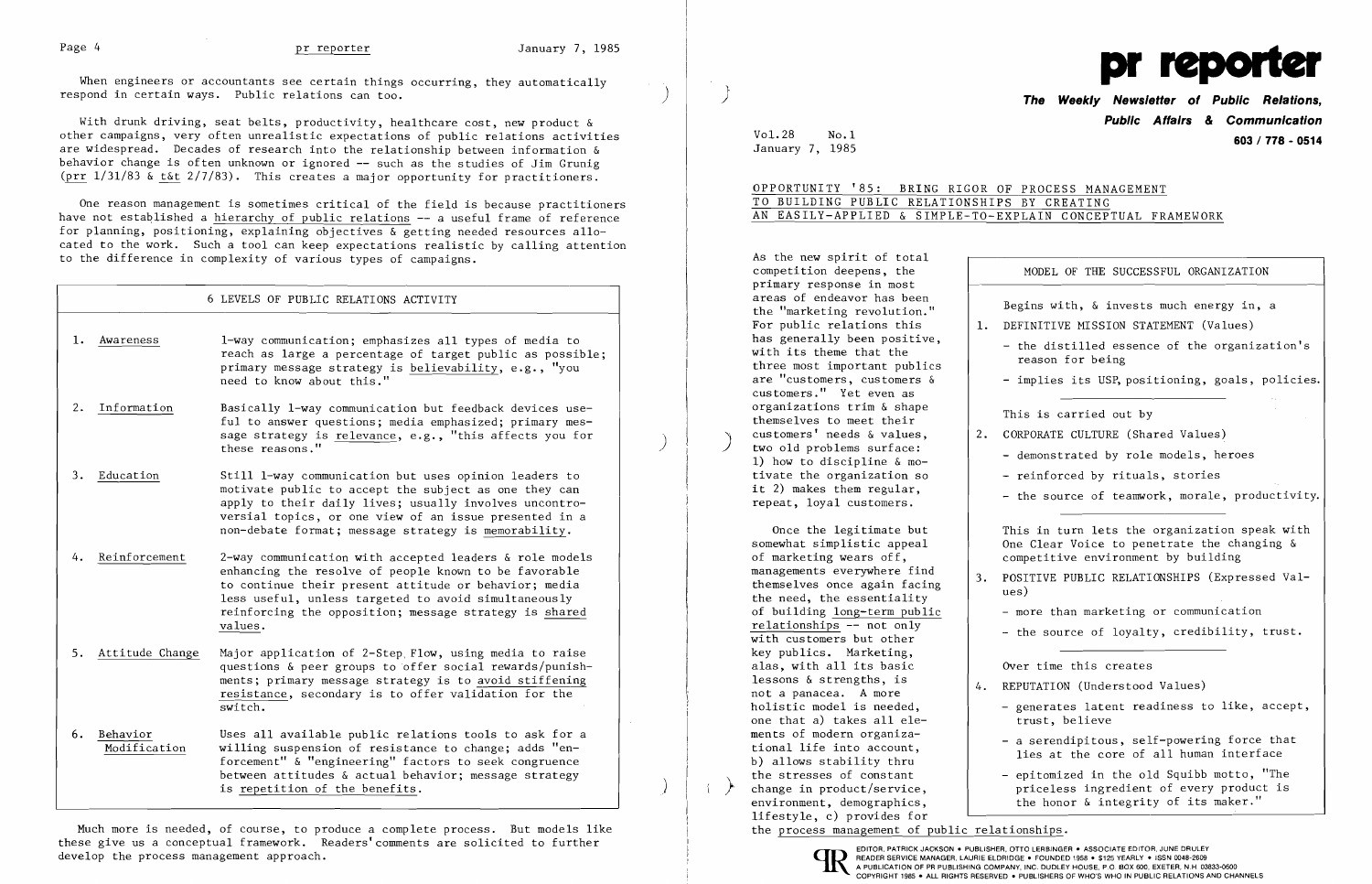When engineers or accountants see certain things occurring, they automatically respond in certain ways. Public relations can too.

With drunk driving, seat belts, productivity, healthcare cost, new product & other campaigns, very often unrealistic expectations of public relations activities are widespread. Decades of research into the relationship between information & behavior change is often unknown or ignored -- such as the studies of Jim Grunig (prr 1/31/83 & t&t 2/7/83). This creates a major opportunity for practitioners.

One reason management is sometimes critical of the field is because practitioners have not established a hierarchy of public relations -- a useful frame of reference for planning, positioning, explaining objectives & getting needed resources allocated to the work. Such a tool can keep expectations realistic by calling attention to the difference in complexity of various types of campaigns.

| 6 LEVELS OF PUBLIC RELATIONS ACTIVITY | |
|---|---|
| 1. Awareness | 1-way communication; emphasizes all types of media to reach as large a percentage of target public as possible; primary message strategy is believability, e.g., "you need to know about this." |
| 2. Information | Basically 1-way communication but feedback devices useful to answer questions; media emphasized; primary message strategy is relevance, e.g., "this affects you for these reasons." |
| 3. Education | Still 1-way communication but uses opinion leaders to motivate public to accept the subject as one they can apply to their daily lives; usually involves uncontroversial topics, or one view of an issue presented in a non-debate format; message strategy is memorability. |
| 4. Reinforcement | 2-way communication with accepted leaders & role models enhancing the resolve of people known to be favorable to continue their present attitude or behavior; media less useful, unless targeted to avoid simultaneously reinforcing the opposition; message strategy is shared values. |
| 5. Attitude Change | Major application of 2-Step Flow, using media to raise questions & peer groups to offer social rewards/punishments; primary message strategy is to avoid stiffening resistance, secondary is to offer validation for the switch. |
| 6. Behavior Modification | Uses all available public relations tools to ask for a willing suspension of resistance to change; adds "enforcement" & "engineering" factors to seek congruence between attitudes & actual behavior; message strategy is repetition of the benefits. |

Much more is needed, of course, to produce a complete process. But models like these give us a conceptual framework. Readers' comments are solicited to further develop the process management approach.

# pr reporter

**The Weekly Newsletter of Public Relations, Public Affairs & Communication**

**603 / 778 - 0514**

Vol.28 No.1
January 7, 1985

## OPPORTUNITY '85: BRING RIGOR OF PROCESS MANAGEMENT TO BUILDING PUBLIC RELATIONSHIPS BY CREATING AN EASILY-APPLIED & SIMPLE-TO-EXPLAIN CONCEPTUAL FRAMEWORK

As the new spirit of total competition deepens, the primary response in most areas of endeavor has been the "marketing revolution." For public relations this has generally been positive, with its theme that the three most important publics are "customers, customers & customers." Yet even as organizations trim & shape themselves to meet their customers' needs & values, two old problems surface: 1) how to discipline & motivate the organization so it 2) makes them regular, repeat, loyal customers.

Once the legitimate but somewhat simplistic appeal of marketing wears off, managements everywhere find themselves once again facing the need, the essentiality of building long-term public relationships -- not only with customers but other key publics. Marketing, alas, with all its basic lessons & strengths, is not a panacea. A more holistic model is needed, one that a) takes all elements of modern organizational life into account, b) allows stability thru the stresses of constant change in product/service, environment, demographics, lifestyle, c) provides for the process management of public relationships.

### MODEL OF THE SUCCESSFUL ORGANIZATION

Begins with, & invests much energy in, a

1. DEFINITIVE MISSION STATEMENT (Values)
   - the distilled essence of the organization's reason for being
   - implies its USP, positioning, goals, policies.

This is carried out by

2. CORPORATE CULTURE (Shared Values)
   - demonstrated by role models, heroes
   - reinforced by rituals, stories
   - the source of teamwork, morale, productivity.

This in turn lets the organization speak with One Clear Voice to penetrate the changing & competitive environment by building

3. POSITIVE PUBLIC RELATIONSHIPS (Expressed Values)
   - more than marketing or communication
   - the source of loyalty, credibility, trust.

Over time this creates

4. REPUTATION (Understood Values)
   - generates latent readiness to like, accept, trust, believe
   - a serendipitous, self-powering force that lies at the core of all human interface
   - epitomized in the old Squibb motto, "The priceless ingredient of every product is the honor & integrity of its maker."

EDITOR, PATRICK JACKSON • PUBLISHER, OTTO LERBINGER • ASSOCIATE EDITOR, JUNE DRULEY
READER SERVICE MANAGER, LAURIE ELDRIDGE • FOUNDED 1958 • $125 YEARLY • ISSN 0048-2609
A PUBLICATION OF PR PUBLISHING COMPANY, INC. DUDLEY HOUSE, P.O. BOX 600, EXETER, N.H. 03833-0600
COPYRIGHT 1985 • ALL RIGHTS RESERVED • PUBLISHERS OF WHO'S WHO IN PUBLIC RELATIONS AND CHANNELS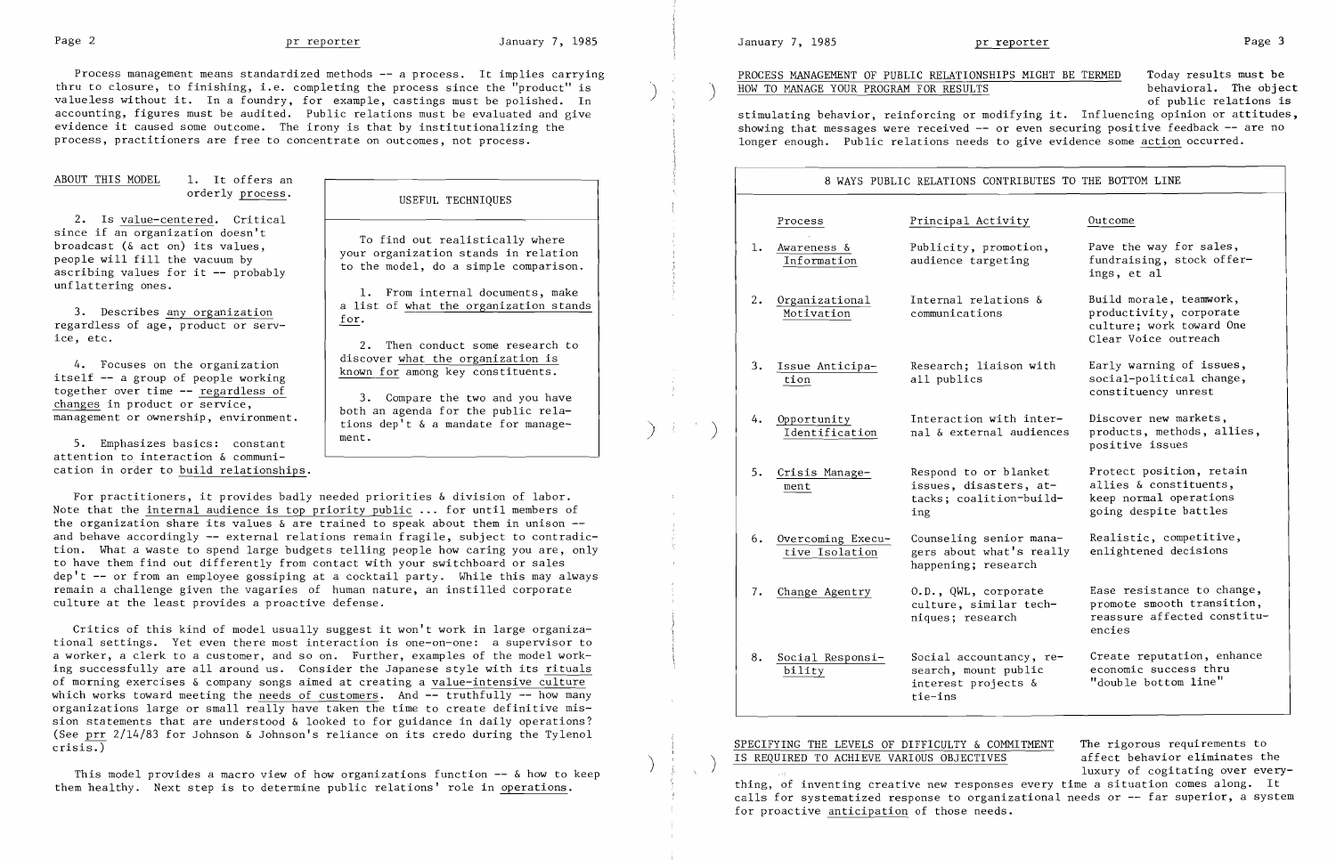Process management means standardized methods -- a process. It implies carrying thru to closure, to finishing, i.e. completing the process since the "product" is valueless without it. In a foundry, for example, castings must be polished. In accounting, figures must be audited. Public relations must be evaluated and give evidence it caused some outcome. The irony is that by institutionalizing the process, practitioners are free to concentrate on outcomes, not process.

ABOUT THIS MODEL

1. It offers an orderly process.

2. Is value-centered. Critical since if an organization doesn't broadcast (& act on) its values, people will fill the vacuum by ascribing values for it -- probably unflattering ones.

3. Describes any organization regardless of age, product or service, etc.

4. Focuses on the organization itself -- a group of people working together over time -- regardless of changes in product or service, management or ownership, environment.

5. Emphasizes basics: constant attention to interaction & communication in order to build relationships.

> **USEFUL TECHNIQUES**
>
> To find out realistically where your organization stands in relation to the model, do a simple comparison.
>
> 1. From internal documents, make a list of what the organization stands for.
>
> 2. Then conduct some research to discover what the organization is known for among key constituents.
>
> 3. Compare the two and you have both an agenda for the public relations dep't & a mandate for management.

For practitioners, it provides badly needed priorities & division of labor. Note that the internal audience is top priority public ... for until members of the organization share its values & are trained to speak about them in unison -- and behave accordingly -- external relations remain fragile, subject to contradiction. What a waste to spend large budgets telling people how caring you are, only to have them find out differently from contact with your switchboard or sales dep't -- or from an employee gossiping at a cocktail party. While this may always remain a challenge given the vagaries of human nature, an instilled corporate culture at the least provides a proactive defense.

Critics of this kind of model usually suggest it won't work in large organizational settings. Yet even there most interaction is one-on-one: a supervisor to a worker, a clerk to a customer, and so on. Further, examples of the model working successfully are all around us. Consider the Japanese style with its rituals of morning exercises & company songs aimed at creating a value-intensive culture which works toward meeting the needs of customers. And -- truthfully -- how many organizations large or small really have taken the time to create definitive mission statements that are understood & looked to for guidance in daily operations? (See prr 2/14/83 for Johnson & Johnson's reliance on its credo during the Tylenol crisis.)

This model provides a macro view of how organizations function -- & how to keep them healthy. Next step is to determine public relations' role in operations.

PROCESS MANAGEMENT OF PUBLIC RELATIONSHIPS MIGHT BE TERMED HOW TO MANAGE YOUR PROGRAM FOR RESULTS

Today results must be behavioral. The object of public relations is stimulating behavior, reinforcing or modifying it. Influencing opinion or attitudes, showing that messages were received -- or even securing positive feedback -- are no longer enough. Public relations needs to give evidence some action occurred.

**8 WAYS PUBLIC RELATIONS CONTRIBUTES TO THE BOTTOM LINE**

| Process | Principal Activity | Outcome |
|---|---|---|
| 1. Awareness & Information | Publicity, promotion, audience targeting | Pave the way for sales, fundraising, stock offerings, et al |
| 2. Organizational Motivation | Internal relations & communications | Build morale, teamwork, productivity, corporate culture; work toward One Clear Voice outreach |
| 3. Issue Anticipation | Research; liaison with all publics | Early warning of issues, social-political change, constituency unrest |
| 4. Opportunity Identification | Interaction with internal & external audiences | Discover new markets, products, methods, allies, positive issues |
| 5. Crisis Management | Respond to or blanket issues, disasters, attacks; coalition-building | Protect position, retain allies & constituents, keep normal operations going despite battles |
| 6. Overcoming Executive Isolation | Counseling senior managers about what's really happening; research | Realistic, competitive, enlightened decisions |
| 7. Change Agentry | O.D., QWL, corporate culture, similar techniques; research | Ease resistance to change, promote smooth transition, reassure affected constituencies |
| 8. Social Responsibility | Social accountancy, research, mount public interest projects & tie-ins | Create reputation, enhance economic success thru "double bottom line" |

SPECIFYING THE LEVELS OF DIFFICULTY & COMMITMENT IS REQUIRED TO ACHIEVE VARIOUS OBJECTIVES

The rigorous requirements to affect behavior eliminates the luxury of cogitating over everything, of inventing creative new responses every time a situation comes along. It calls for systematized response to organizational needs or -- far superior, a system for proactive anticipation of those needs.